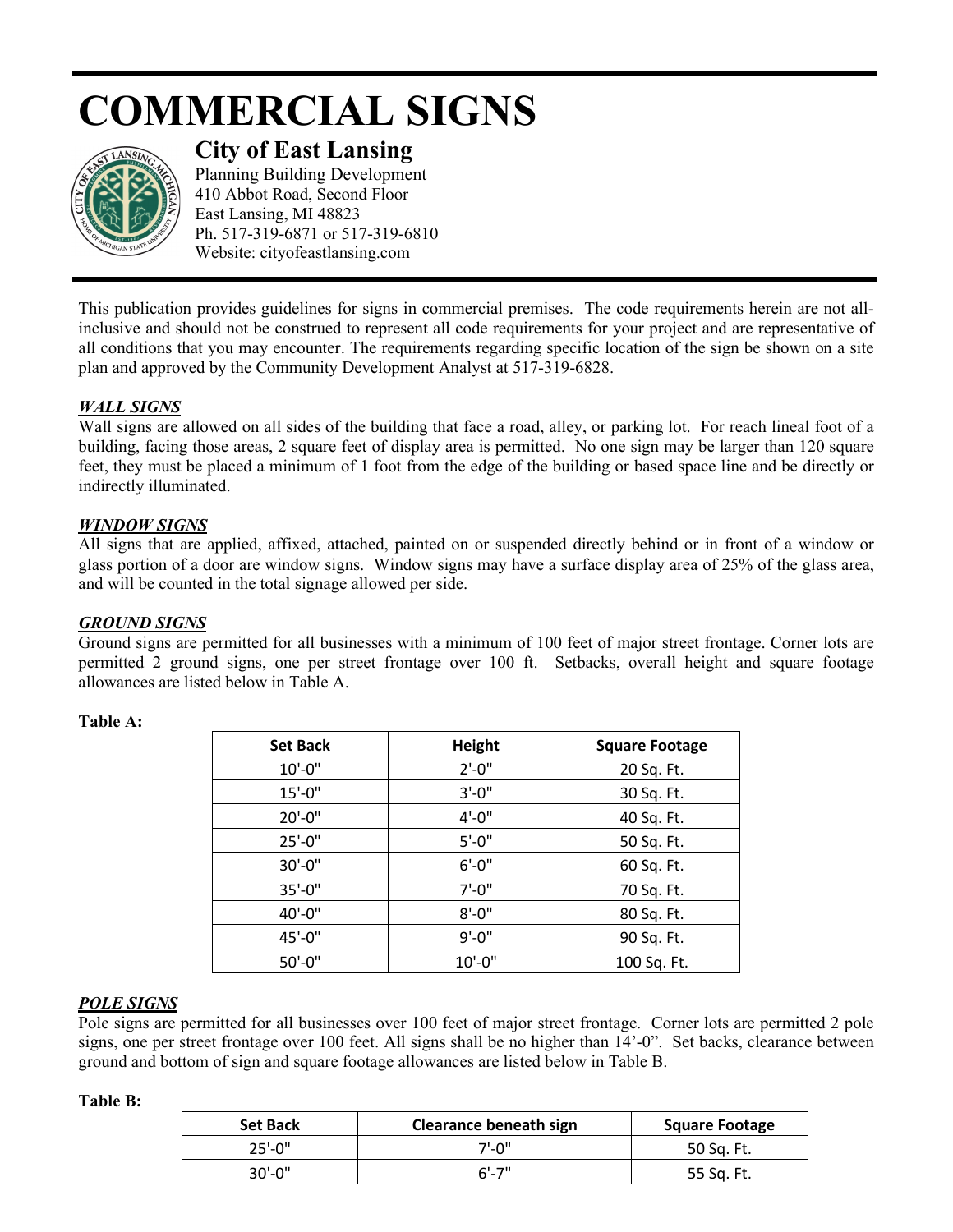# COMMERCIAL SIGNS

## City of East Lansing

Planning Building Development
410 Abbot Road, Second Floor
East Lansing, MI 48823
Ph. 517-319-6871 or 517-319-6810
Website: cityofeastlansing.com

This publication provides guidelines for signs in commercial premises. The code requirements herein are not all-inclusive and should not be construed to represent all code requirements for your project and are representative of all conditions that you may encounter. The requirements regarding specific location of the sign be shown on a site plan and approved by the Community Development Analyst at 517-319-6828.

***WALL SIGNS***

Wall signs are allowed on all sides of the building that face a road, alley, or parking lot. For reach lineal foot of a building, facing those areas, 2 square feet of display area is permitted. No one sign may be larger than 120 square feet, they must be placed a minimum of 1 foot from the edge of the building or based space line and be directly or indirectly illuminated.

***WINDOW SIGNS***

All signs that are applied, affixed, attached, painted on or suspended directly behind or in front of a window or glass portion of a door are window signs. Window signs may have a surface display area of 25% of the glass area, and will be counted in the total signage allowed per side.

***GROUND SIGNS***

Ground signs are permitted for all businesses with a minimum of 100 feet of major street frontage. Corner lots are permitted 2 ground signs, one per street frontage over 100 ft. Setbacks, overall height and square footage allowances are listed below in Table A.

**Table A:**

| Set Back | Height | Square Footage |
|---|---|---|
| 10'-0" | 2'-0" | 20 Sq. Ft. |
| 15'-0" | 3'-0" | 30 Sq. Ft. |
| 20'-0" | 4'-0" | 40 Sq. Ft. |
| 25'-0" | 5'-0" | 50 Sq. Ft. |
| 30'-0" | 6'-0" | 60 Sq. Ft. |
| 35'-0" | 7'-0" | 70 Sq. Ft. |
| 40'-0" | 8'-0" | 80 Sq. Ft. |
| 45'-0" | 9'-0" | 90 Sq. Ft. |
| 50'-0" | 10'-0" | 100 Sq. Ft. |

***POLE SIGNS***

Pole signs are permitted for all businesses over 100 feet of major street frontage. Corner lots are permitted 2 pole signs, one per street frontage over 100 feet. All signs shall be no higher than 14'-0". Set backs, clearance between ground and bottom of sign and square footage allowances are listed below in Table B.

**Table B:**

| Set Back | Clearance beneath sign | Square Footage |
|---|---|---|
| 25'-0" | 7'-0" | 50 Sq. Ft. |
| 30'-0" | 6'-7" | 55 Sq. Ft. |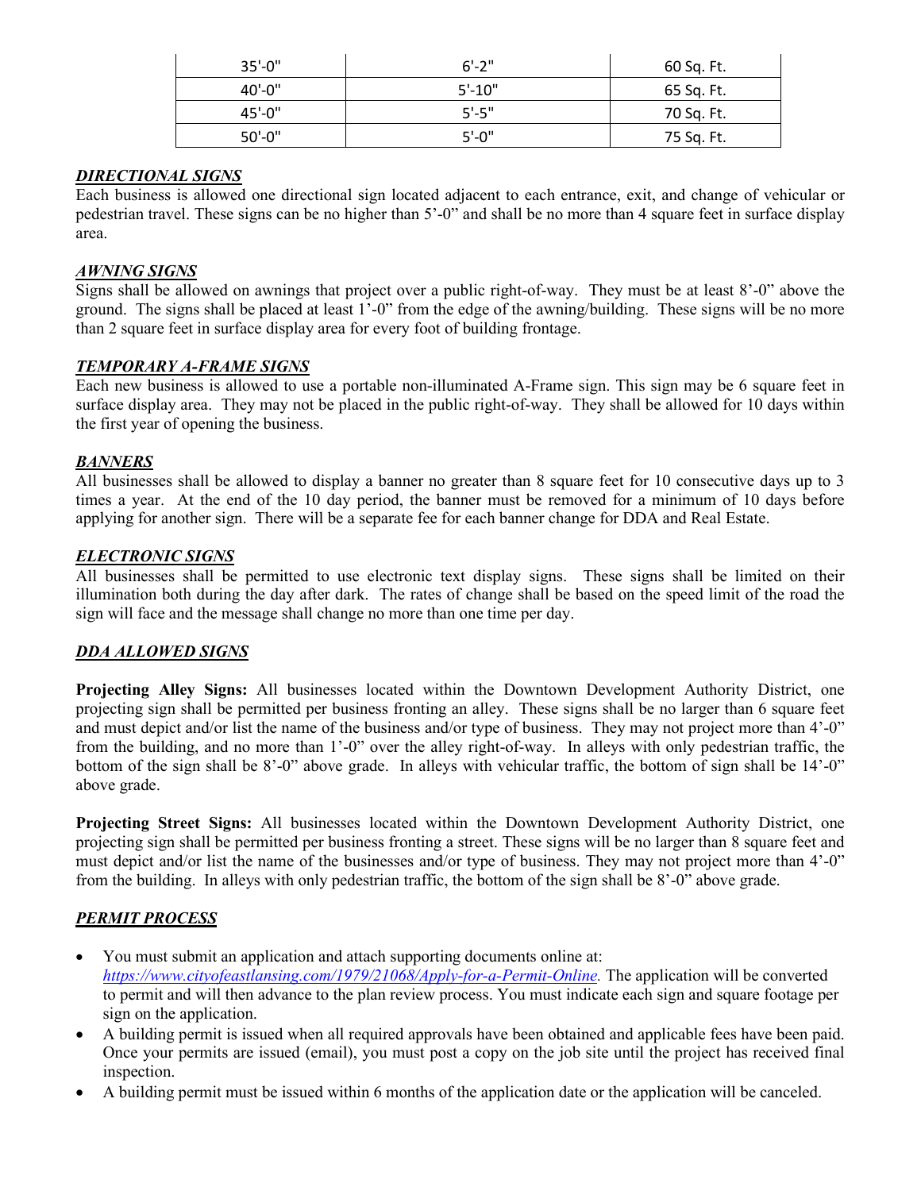| | | |
|---|---|---|
| 35'-0" | 6'-2" | 60 Sq. Ft. |
| 40'-0" | 5'-10" | 65 Sq. Ft. |
| 45'-0" | 5'-5" | 70 Sq. Ft. |
| 50'-0" | 5'-0" | 75 Sq. Ft. |

### ***DIRECTIONAL SIGNS***

Each business is allowed one directional sign located adjacent to each entrance, exit, and change of vehicular or pedestrian travel. These signs can be no higher than 5'-0" and shall be no more than 4 square feet in surface display area.

### ***AWNING SIGNS***

Signs shall be allowed on awnings that project over a public right-of-way. They must be at least 8'-0" above the ground. The signs shall be placed at least 1'-0" from the edge of the awning/building. These signs will be no more than 2 square feet in surface display area for every foot of building frontage.

### ***TEMPORARY A-FRAME SIGNS***

Each new business is allowed to use a portable non-illuminated A-Frame sign. This sign may be 6 square feet in surface display area. They may not be placed in the public right-of-way. They shall be allowed for 10 days within the first year of opening the business.

### ***BANNERS***

All businesses shall be allowed to display a banner no greater than 8 square feet for 10 consecutive days up to 3 times a year. At the end of the 10 day period, the banner must be removed for a minimum of 10 days before applying for another sign. There will be a separate fee for each banner change for DDA and Real Estate.

### ***ELECTRONIC SIGNS***

All businesses shall be permitted to use electronic text display signs. These signs shall be limited on their illumination both during the day after dark. The rates of change shall be based on the speed limit of the road the sign will face and the message shall change no more than one time per day.

### ***DDA ALLOWED SIGNS***

**Projecting Alley Signs:** All businesses located within the Downtown Development Authority District, one projecting sign shall be permitted per business fronting an alley. These signs shall be no larger than 6 square feet and must depict and/or list the name of the business and/or type of business. They may not project more than 4'-0" from the building, and no more than 1'-0" over the alley right-of-way. In alleys with only pedestrian traffic, the bottom of the sign shall be 8'-0" above grade. In alleys with vehicular traffic, the bottom of sign shall be 14'-0" above grade.

**Projecting Street Signs:** All businesses located within the Downtown Development Authority District, one projecting sign shall be permitted per business fronting a street. These signs will be no larger than 8 square feet and must depict and/or list the name of the businesses and/or type of business. They may not project more than 4'-0" from the building. In alleys with only pedestrian traffic, the bottom of the sign shall be 8'-0" above grade.

### ***PERMIT PROCESS***

- You must submit an application and attach supporting documents online at: *https://www.cityofeastlansing.com/1979/21068/Apply-for-a-Permit-Online.* The application will be converted to permit and will then advance to the plan review process. You must indicate each sign and square footage per sign on the application.
- A building permit is issued when all required approvals have been obtained and applicable fees have been paid. Once your permits are issued (email), you must post a copy on the job site until the project has received final inspection.
- A building permit must be issued within 6 months of the application date or the application will be canceled.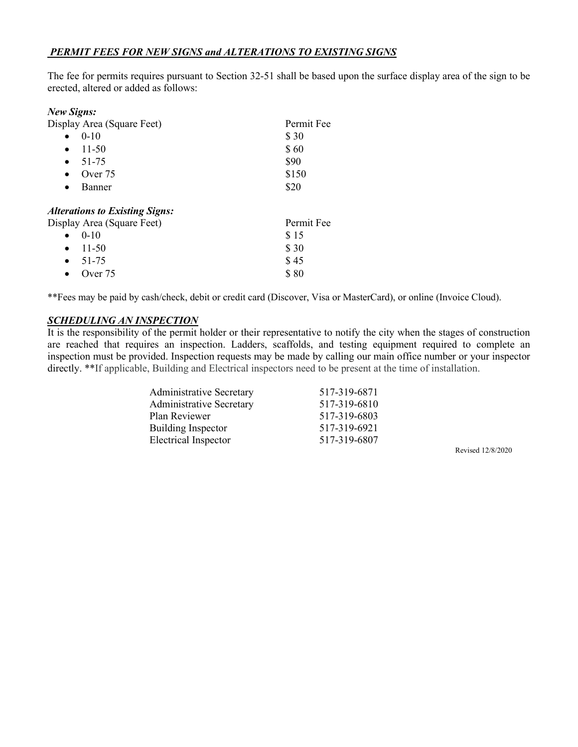## ***PERMIT FEES FOR NEW SIGNS and ALTERATIONS TO EXISTING SIGNS***

The fee for permits requires pursuant to Section 32-51 shall be based upon the surface display area of the sign to be erected, altered or added as follows:

***New Signs:***

| Display Area (Square Feet) | Permit Fee |
|---|---|
| • 0-10 | $ 30 |
| • 11-50 | $ 60 |
| • 51-75 | $90 |
| • Over 75 | $150 |
| • Banner | $20 |

***Alterations to Existing Signs:***

| Display Area (Square Feet) | Permit Fee |
|---|---|
| • 0-10 | $ 15 |
| • 11-50 | $ 30 |
| • 51-75 | $ 45 |
| • Over 75 | $ 80 |

**Fees may be paid by cash/check, debit or credit card (Discover, Visa or MasterCard), or online (Invoice Cloud).

## ***SCHEDULING AN INSPECTION***

It is the responsibility of the permit holder or their representative to notify the city when the stages of construction are reached that requires an inspection. Ladders, scaffolds, and testing equipment required to complete an inspection must be provided. Inspection requests may be made by calling our main office number or your inspector directly. **If applicable, Building and Electrical inspectors need to be present at the time of installation.

| | |
|---|---|
| Administrative Secretary | 517-319-6871 |
| Administrative Secretary | 517-319-6810 |
| Plan Reviewer | 517-319-6803 |
| Building Inspector | 517-319-6921 |
| Electrical Inspector | 517-319-6807 |

Revised 12/8/2020